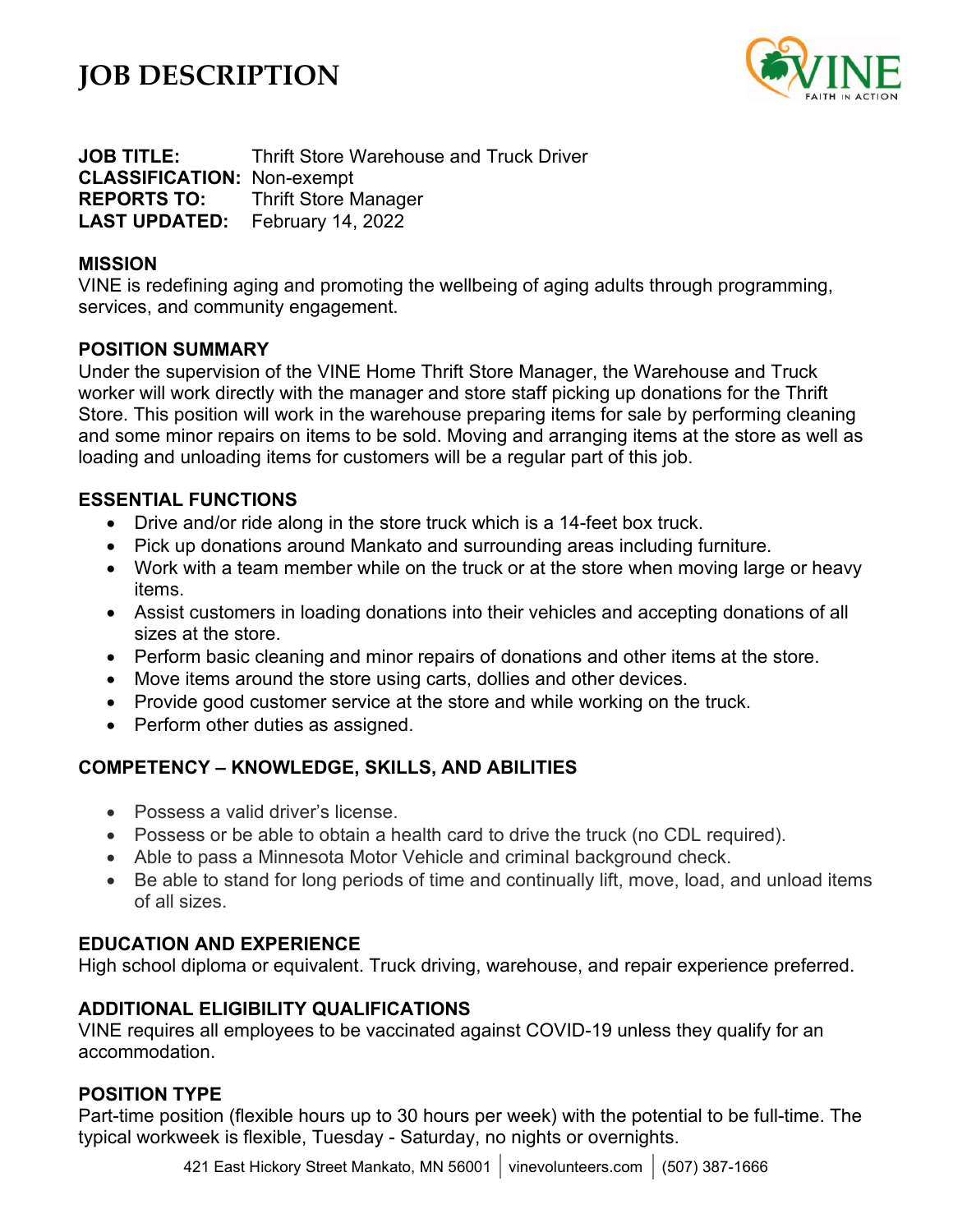# JOB DESCRIPTION

**JOB TITLE:** Thrift Store Warehouse and Truck Driver
**CLASSIFICATION:** Non-exempt
**REPORTS TO:** Thrift Store Manager
**LAST UPDATED:** February 14, 2022

## MISSION

VINE is redefining aging and promoting the wellbeing of aging adults through programming, services, and community engagement.

## POSITION SUMMARY

Under the supervision of the VINE Home Thrift Store Manager, the Warehouse and Truck worker will work directly with the manager and store staff picking up donations for the Thrift Store. This position will work in the warehouse preparing items for sale by performing cleaning and some minor repairs on items to be sold. Moving and arranging items at the store as well as loading and unloading items for customers will be a regular part of this job.

## ESSENTIAL FUNCTIONS

- Drive and/or ride along in the store truck which is a 14-feet box truck.
- Pick up donations around Mankato and surrounding areas including furniture.
- Work with a team member while on the truck or at the store when moving large or heavy items.
- Assist customers in loading donations into their vehicles and accepting donations of all sizes at the store.
- Perform basic cleaning and minor repairs of donations and other items at the store.
- Move items around the store using carts, dollies and other devices.
- Provide good customer service at the store and while working on the truck.
- Perform other duties as assigned.

## COMPETENCY – KNOWLEDGE, SKILLS, AND ABILITIES

- Possess a valid driver's license.
- Possess or be able to obtain a health card to drive the truck (no CDL required).
- Able to pass a Minnesota Motor Vehicle and criminal background check.
- Be able to stand for long periods of time and continually lift, move, load, and unload items of all sizes.

## EDUCATION AND EXPERIENCE

High school diploma or equivalent. Truck driving, warehouse, and repair experience preferred.

## ADDITIONAL ELIGIBILITY QUALIFICATIONS

VINE requires all employees to be vaccinated against COVID-19 unless they qualify for an accommodation.

## POSITION TYPE

Part-time position (flexible hours up to 30 hours per week) with the potential to be full-time. The typical workweek is flexible, Tuesday - Saturday, no nights or overnights.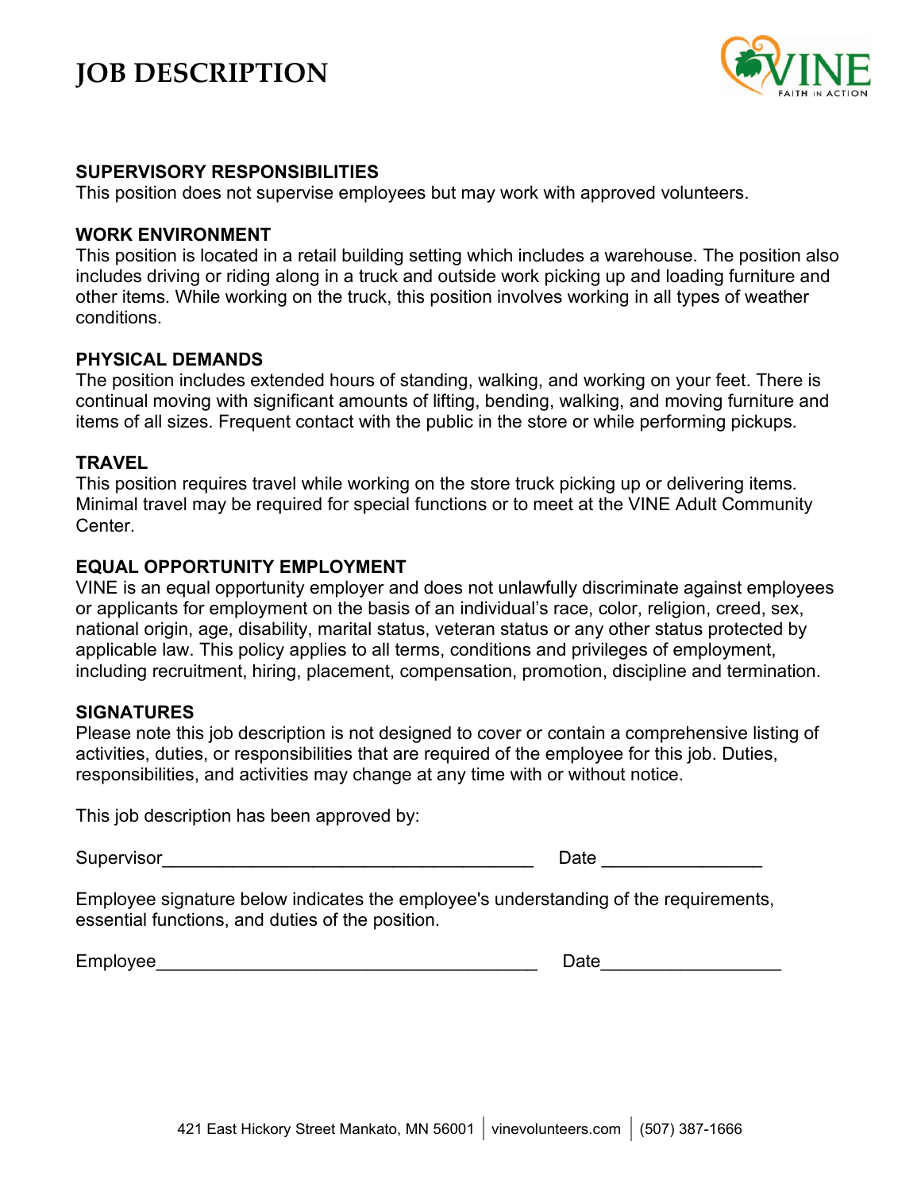# JOB DESCRIPTION

**SUPERVISORY RESPONSIBILITIES**

This position does not supervise employees but may work with approved volunteers.

**WORK ENVIRONMENT**

This position is located in a retail building setting which includes a warehouse. The position also includes driving or riding along in a truck and outside work picking up and loading furniture and other items. While working on the truck, this position involves working in all types of weather conditions.

**PHYSICAL DEMANDS**

The position includes extended hours of standing, walking, and working on your feet. There is continual moving with significant amounts of lifting, bending, walking, and moving furniture and items of all sizes. Frequent contact with the public in the store or while performing pickups.

**TRAVEL**

This position requires travel while working on the store truck picking up or delivering items. Minimal travel may be required for special functions or to meet at the VINE Adult Community Center.

**EQUAL OPPORTUNITY EMPLOYMENT**

VINE is an equal opportunity employer and does not unlawfully discriminate against employees or applicants for employment on the basis of an individual's race, color, religion, creed, sex, national origin, age, disability, marital status, veteran status or any other status protected by applicable law. This policy applies to all terms, conditions and privileges of employment, including recruitment, hiring, placement, compensation, promotion, discipline and termination.

**SIGNATURES**

Please note this job description is not designed to cover or contain a comprehensive listing of activities, duties, or responsibilities that are required of the employee for this job. Duties, responsibilities, and activities may change at any time with or without notice.

This job description has been approved by:

Supervisor_____________________________________ Date ________________

Employee signature below indicates the employee's understanding of the requirements, essential functions, and duties of the position.

Employee______________________________________ Date__________________

421 East Hickory Street Mankato, MN 56001 | vinevolunteers.com | (507) 387-1666